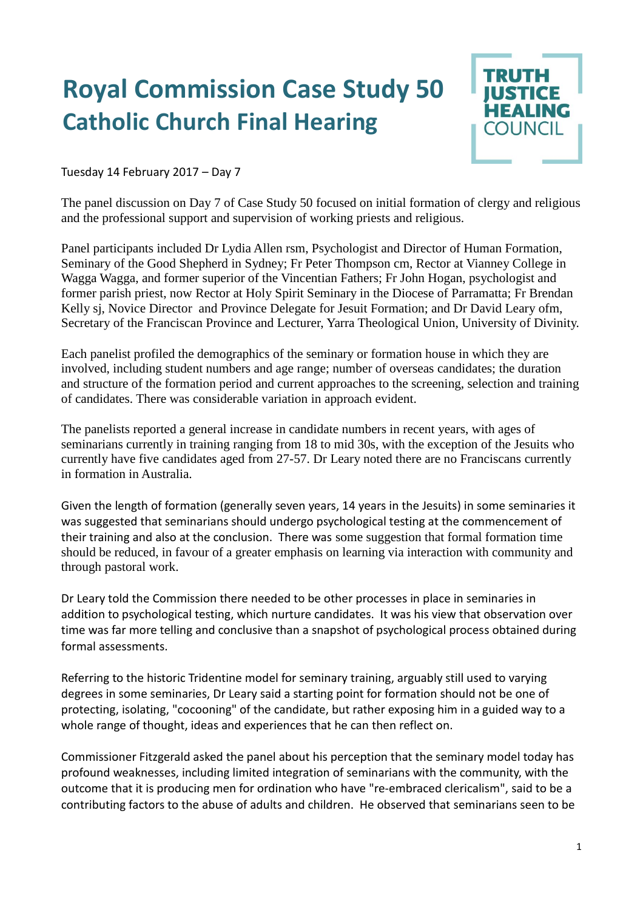# Royal Commission Case Study 50
## Catholic Church Final Hearing

TRUTH JUSTICE HEALING COUNCIL

Tuesday 14 February 2017 – Day 7

The panel discussion on Day 7 of Case Study 50 focused on initial formation of clergy and religious and the professional support and supervision of working priests and religious.

Panel participants included Dr Lydia Allen rsm, Psychologist and Director of Human Formation, Seminary of the Good Shepherd in Sydney; Fr Peter Thompson cm, Rector at Vianney College in Wagga Wagga, and former superior of the Vincentian Fathers; Fr John Hogan, psychologist and former parish priest, now Rector at Holy Spirit Seminary in the Diocese of Parramatta; Fr Brendan Kelly sj, Novice Director and Province Delegate for Jesuit Formation; and Dr David Leary ofm, Secretary of the Franciscan Province and Lecturer, Yarra Theological Union, University of Divinity.

Each panelist profiled the demographics of the seminary or formation house in which they are involved, including student numbers and age range; number of overseas candidates; the duration and structure of the formation period and current approaches to the screening, selection and training of candidates. There was considerable variation in approach evident.

The panelists reported a general increase in candidate numbers in recent years, with ages of seminarians currently in training ranging from 18 to mid 30s, with the exception of the Jesuits who currently have five candidates aged from 27-57. Dr Leary noted there are no Franciscans currently in formation in Australia.

Given the length of formation (generally seven years, 14 years in the Jesuits) in some seminaries it was suggested that seminarians should undergo psychological testing at the commencement of their training and also at the conclusion. There was some suggestion that formal formation time should be reduced, in favour of a greater emphasis on learning via interaction with community and through pastoral work.

Dr Leary told the Commission there needed to be other processes in place in seminaries in addition to psychological testing, which nurture candidates. It was his view that observation over time was far more telling and conclusive than a snapshot of psychological process obtained during formal assessments.

Referring to the historic Tridentine model for seminary training, arguably still used to varying degrees in some seminaries, Dr Leary said a starting point for formation should not be one of protecting, isolating, "cocooning" of the candidate, but rather exposing him in a guided way to a whole range of thought, ideas and experiences that he can then reflect on.

Commissioner Fitzgerald asked the panel about his perception that the seminary model today has profound weaknesses, including limited integration of seminarians with the community, with the outcome that it is producing men for ordination who have "re-embraced clericalism", said to be a contributing factors to the abuse of adults and children. He observed that seminarians seen to be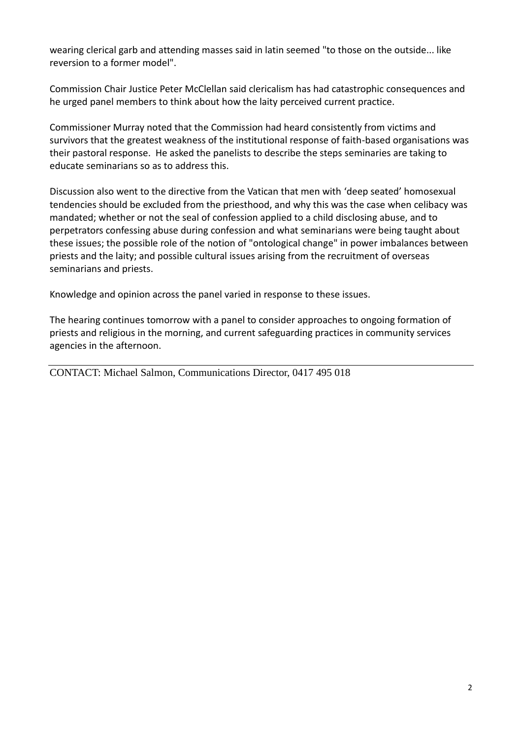wearing clerical garb and attending masses said in latin seemed "to those on the outside... like reversion to a former model".

Commission Chair Justice Peter McClellan said clericalism has had catastrophic consequences and he urged panel members to think about how the laity perceived current practice.

Commissioner Murray noted that the Commission had heard consistently from victims and survivors that the greatest weakness of the institutional response of faith-based organisations was their pastoral response. He asked the panelists to describe the steps seminaries are taking to educate seminarians so as to address this.

Discussion also went to the directive from the Vatican that men with 'deep seated' homosexual tendencies should be excluded from the priesthood, and why this was the case when celibacy was mandated; whether or not the seal of confession applied to a child disclosing abuse, and to perpetrators confessing abuse during confession and what seminarians were being taught about these issues; the possible role of the notion of "ontological change" in power imbalances between priests and the laity; and possible cultural issues arising from the recruitment of overseas seminarians and priests.

Knowledge and opinion across the panel varied in response to these issues.

The hearing continues tomorrow with a panel to consider approaches to ongoing formation of priests and religious in the morning, and current safeguarding practices in community services agencies in the afternoon.

---

CONTACT: Michael Salmon, Communications Director, 0417 495 018